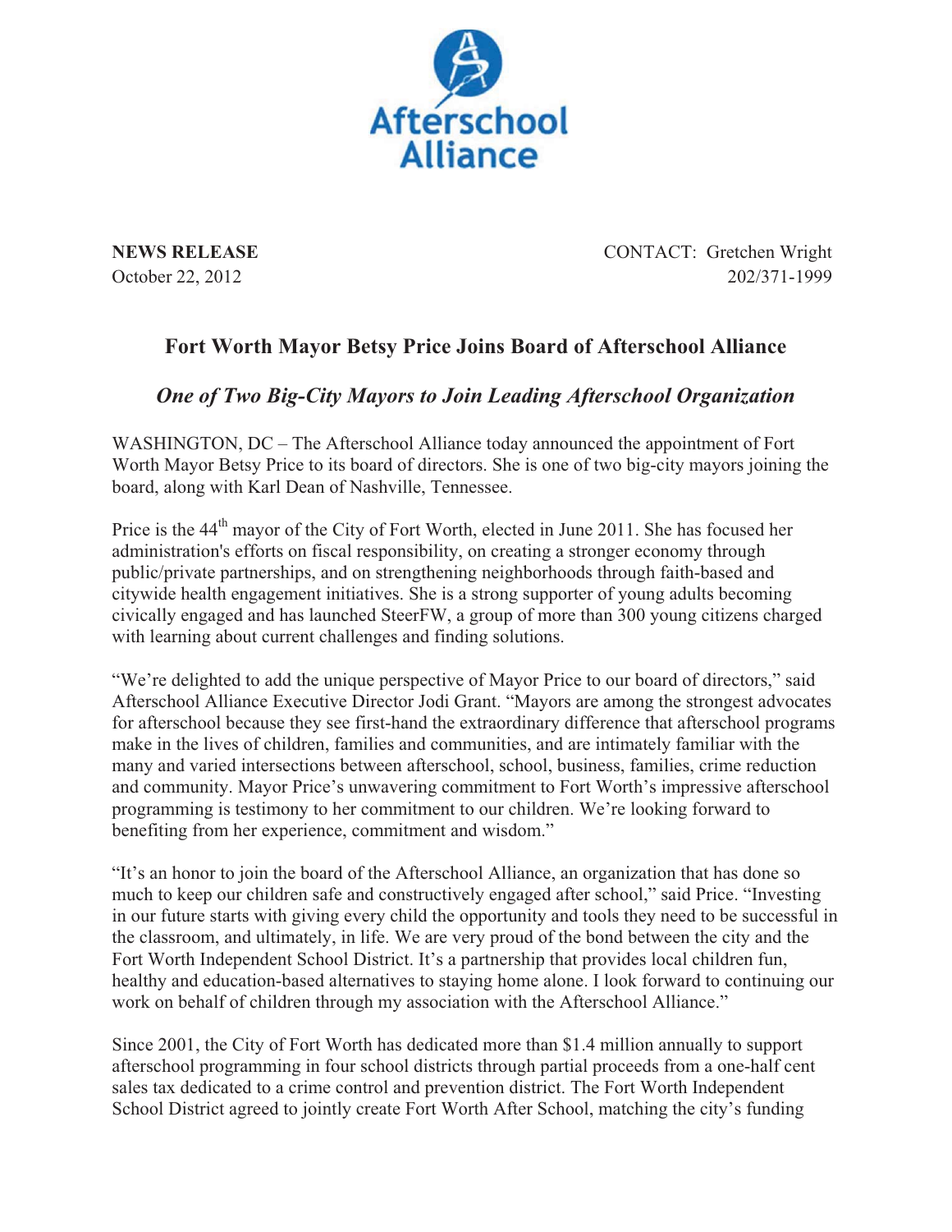Afterschool Alliance

**NEWS RELEASE**
October 22, 2012

CONTACT: Gretchen Wright
202/371-1999

## Fort Worth Mayor Betsy Price Joins Board of Afterschool Alliance

### *One of Two Big-City Mayors to Join Leading Afterschool Organization*

WASHINGTON, DC – The Afterschool Alliance today announced the appointment of Fort Worth Mayor Betsy Price to its board of directors. She is one of two big-city mayors joining the board, along with Karl Dean of Nashville, Tennessee.

Price is the 44th mayor of the City of Fort Worth, elected in June 2011. She has focused her administration's efforts on fiscal responsibility, on creating a stronger economy through public/private partnerships, and on strengthening neighborhoods through faith-based and citywide health engagement initiatives. She is a strong supporter of young adults becoming civically engaged and has launched SteerFW, a group of more than 300 young citizens charged with learning about current challenges and finding solutions.

"We're delighted to add the unique perspective of Mayor Price to our board of directors," said Afterschool Alliance Executive Director Jodi Grant. "Mayors are among the strongest advocates for afterschool because they see first-hand the extraordinary difference that afterschool programs make in the lives of children, families and communities, and are intimately familiar with the many and varied intersections between afterschool, school, business, families, crime reduction and community. Mayor Price's unwavering commitment to Fort Worth's impressive afterschool programming is testimony to her commitment to our children. We're looking forward to benefiting from her experience, commitment and wisdom."

"It's an honor to join the board of the Afterschool Alliance, an organization that has done so much to keep our children safe and constructively engaged after school," said Price. "Investing in our future starts with giving every child the opportunity and tools they need to be successful in the classroom, and ultimately, in life. We are very proud of the bond between the city and the Fort Worth Independent School District. It's a partnership that provides local children fun, healthy and education-based alternatives to staying home alone. I look forward to continuing our work on behalf of children through my association with the Afterschool Alliance."

Since 2001, the City of Fort Worth has dedicated more than $1.4 million annually to support afterschool programming in four school districts through partial proceeds from a one-half cent sales tax dedicated to a crime control and prevention district. The Fort Worth Independent School District agreed to jointly create Fort Worth After School, matching the city's funding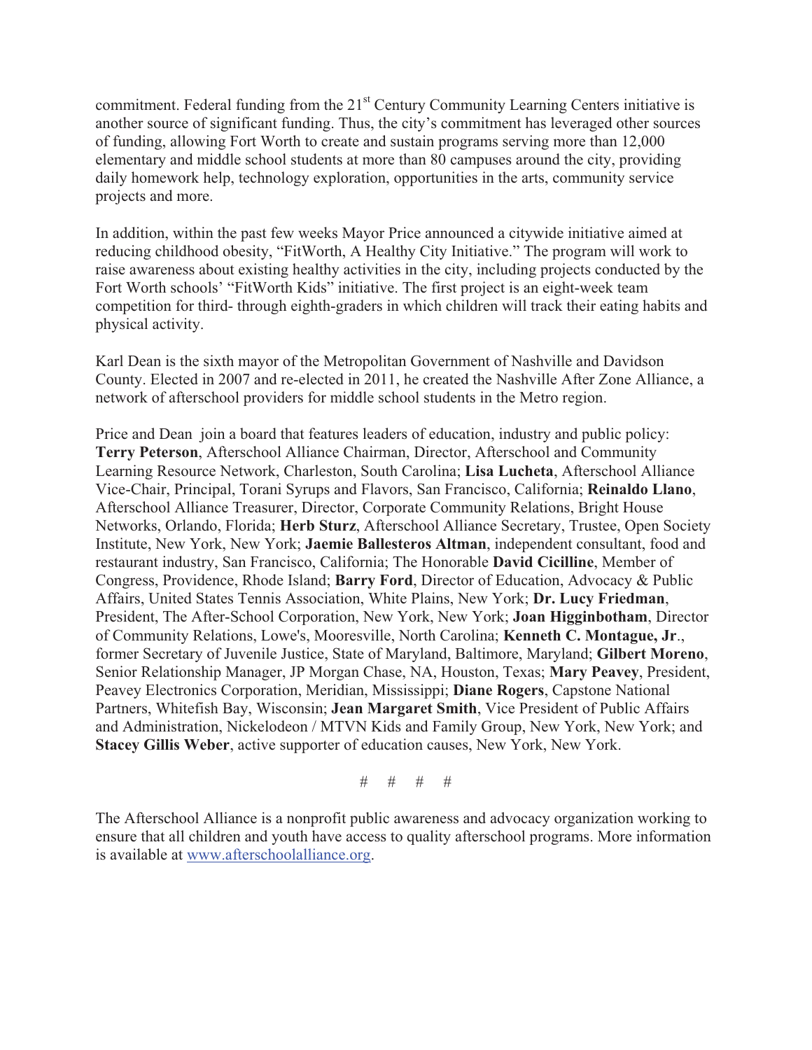commitment. Federal funding from the 21st Century Community Learning Centers initiative is another source of significant funding. Thus, the city's commitment has leveraged other sources of funding, allowing Fort Worth to create and sustain programs serving more than 12,000 elementary and middle school students at more than 80 campuses around the city, providing daily homework help, technology exploration, opportunities in the arts, community service projects and more.

In addition, within the past few weeks Mayor Price announced a citywide initiative aimed at reducing childhood obesity, "FitWorth, A Healthy City Initiative." The program will work to raise awareness about existing healthy activities in the city, including projects conducted by the Fort Worth schools' "FitWorth Kids" initiative. The first project is an eight-week team competition for third- through eighth-graders in which children will track their eating habits and physical activity.

Karl Dean is the sixth mayor of the Metropolitan Government of Nashville and Davidson County. Elected in 2007 and re-elected in 2011, he created the Nashville After Zone Alliance, a network of afterschool providers for middle school students in the Metro region.

Price and Dean join a board that features leaders of education, industry and public policy: **Terry Peterson**, Afterschool Alliance Chairman, Director, Afterschool and Community Learning Resource Network, Charleston, South Carolina; **Lisa Lucheta**, Afterschool Alliance Vice-Chair, Principal, Torani Syrups and Flavors, San Francisco, California; **Reinaldo Llano**, Afterschool Alliance Treasurer, Director, Corporate Community Relations, Bright House Networks, Orlando, Florida; **Herb Sturz**, Afterschool Alliance Secretary, Trustee, Open Society Institute, New York, New York; **Jaemie Ballesteros Altman**, independent consultant, food and restaurant industry, San Francisco, California; The Honorable **David Cicilline**, Member of Congress, Providence, Rhode Island; **Barry Ford**, Director of Education, Advocacy & Public Affairs, United States Tennis Association, White Plains, New York; **Dr. Lucy Friedman**, President, The After-School Corporation, New York, New York; **Joan Higginbotham**, Director of Community Relations, Lowe's, Mooresville, North Carolina; **Kenneth C. Montague, Jr**., former Secretary of Juvenile Justice, State of Maryland, Baltimore, Maryland; **Gilbert Moreno**, Senior Relationship Manager, JP Morgan Chase, NA, Houston, Texas; **Mary Peavey**, President, Peavey Electronics Corporation, Meridian, Mississippi; **Diane Rogers**, Capstone National Partners, Whitefish Bay, Wisconsin; **Jean Margaret Smith**, Vice President of Public Affairs and Administration, Nickelodeon / MTVN Kids and Family Group, New York, New York; and **Stacey Gillis Weber**, active supporter of education causes, New York, New York.

# # # #

The Afterschool Alliance is a nonprofit public awareness and advocacy organization working to ensure that all children and youth have access to quality afterschool programs. More information is available at www.afterschoolalliance.org.